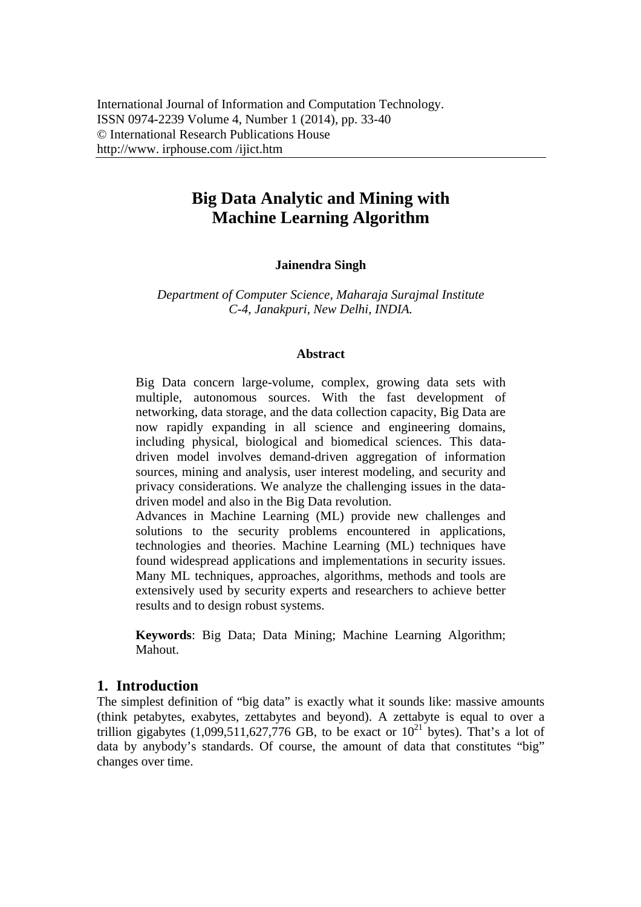International Journal of Information and Computation Technology.
ISSN 0974-2239 Volume 4, Number 1 (2014), pp. 33-40
© International Research Publications House
http://www. irphouse.com /ijict.htm

# Big Data Analytic and Mining with Machine Learning Algorithm

**Jainendra Singh**

*Department of Computer Science, Maharaja Surajmal Institute*
*C-4, Janakpuri, New Delhi, INDIA.*

### Abstract

Big Data concern large-volume, complex, growing data sets with multiple, autonomous sources. With the fast development of networking, data storage, and the data collection capacity, Big Data are now rapidly expanding in all science and engineering domains, including physical, biological and biomedical sciences. This data-driven model involves demand-driven aggregation of information sources, mining and analysis, user interest modeling, and security and privacy considerations. We analyze the challenging issues in the data-driven model and also in the Big Data revolution.

Advances in Machine Learning (ML) provide new challenges and solutions to the security problems encountered in applications, technologies and theories. Machine Learning (ML) techniques have found widespread applications and implementations in security issues. Many ML techniques, approaches, algorithms, methods and tools are extensively used by security experts and researchers to achieve better results and to design robust systems.

**Keywords**: Big Data; Data Mining; Machine Learning Algorithm; Mahout.

## 1. Introduction

The simplest definition of "big data" is exactly what it sounds like: massive amounts (think petabytes, exabytes, zettabytes and beyond). A zettabyte is equal to over a trillion gigabytes (1,099,511,627,776 GB, to be exact or $10^{21}$ bytes). That's a lot of data by anybody's standards. Of course, the amount of data that constitutes "big" changes over time.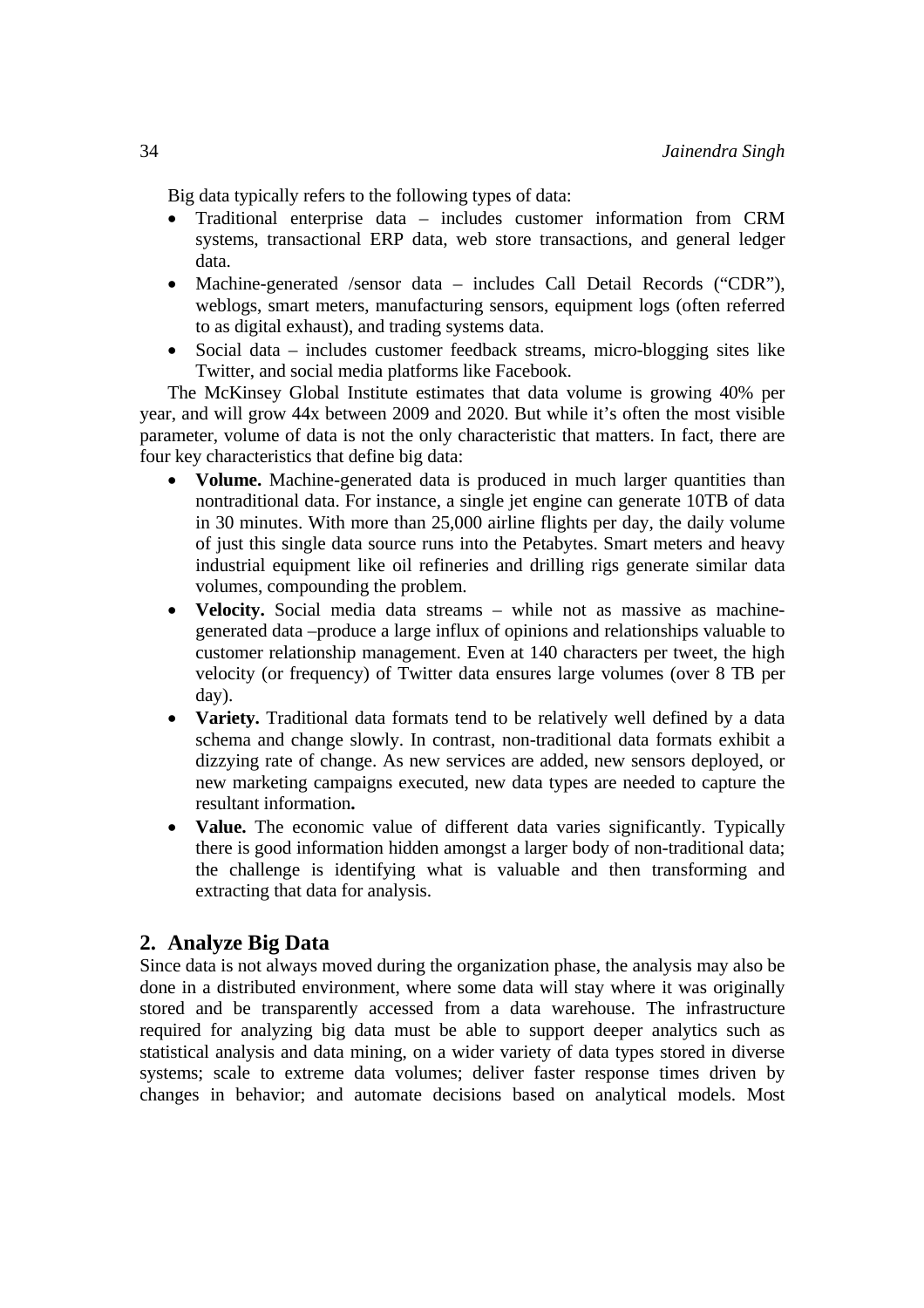Big data typically refers to the following types of data:

- Traditional enterprise data – includes customer information from CRM systems, transactional ERP data, web store transactions, and general ledger data.
- Machine-generated /sensor data – includes Call Detail Records ("CDR"), weblogs, smart meters, manufacturing sensors, equipment logs (often referred to as digital exhaust), and trading systems data.
- Social data – includes customer feedback streams, micro-blogging sites like Twitter, and social media platforms like Facebook.

The McKinsey Global Institute estimates that data volume is growing 40% per year, and will grow 44x between 2009 and 2020. But while it's often the most visible parameter, volume of data is not the only characteristic that matters. In fact, there are four key characteristics that define big data:

- **Volume.** Machine-generated data is produced in much larger quantities than nontraditional data. For instance, a single jet engine can generate 10TB of data in 30 minutes. With more than 25,000 airline flights per day, the daily volume of just this single data source runs into the Petabytes. Smart meters and heavy industrial equipment like oil refineries and drilling rigs generate similar data volumes, compounding the problem.
- **Velocity.** Social media data streams – while not as massive as machine-generated data –produce a large influx of opinions and relationships valuable to customer relationship management. Even at 140 characters per tweet, the high velocity (or frequency) of Twitter data ensures large volumes (over 8 TB per day).
- **Variety.** Traditional data formats tend to be relatively well defined by a data schema and change slowly. In contrast, non-traditional data formats exhibit a dizzying rate of change. As new services are added, new sensors deployed, or new marketing campaigns executed, new data types are needed to capture the resultant information**.**
- **Value.** The economic value of different data varies significantly. Typically there is good information hidden amongst a larger body of non-traditional data; the challenge is identifying what is valuable and then transforming and extracting that data for analysis.

## 2. Analyze Big Data

Since data is not always moved during the organization phase, the analysis may also be done in a distributed environment, where some data will stay where it was originally stored and be transparently accessed from a data warehouse. The infrastructure required for analyzing big data must be able to support deeper analytics such as statistical analysis and data mining, on a wider variety of data types stored in diverse systems; scale to extreme data volumes; deliver faster response times driven by changes in behavior; and automate decisions based on analytical models. Most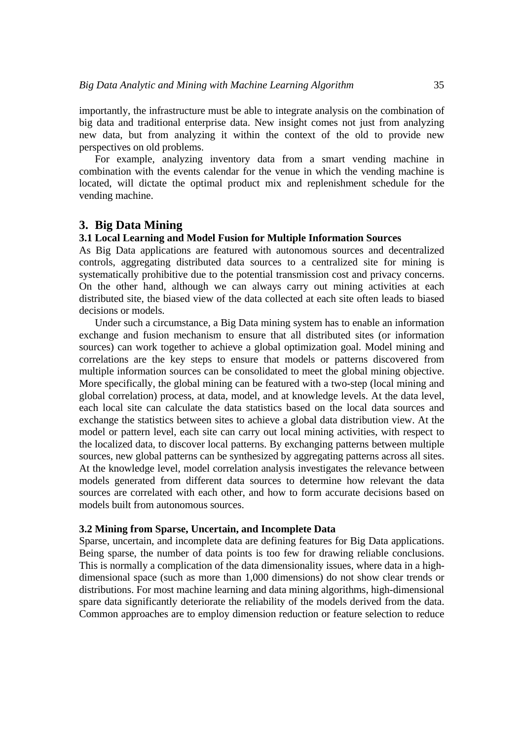importantly, the infrastructure must be able to integrate analysis on the combination of big data and traditional enterprise data. New insight comes not just from analyzing new data, but from analyzing it within the context of the old to provide new perspectives on old problems.

For example, analyzing inventory data from a smart vending machine in combination with the events calendar for the venue in which the vending machine is located, will dictate the optimal product mix and replenishment schedule for the vending machine.

## 3. Big Data Mining

### 3.1 Local Learning and Model Fusion for Multiple Information Sources

As Big Data applications are featured with autonomous sources and decentralized controls, aggregating distributed data sources to a centralized site for mining is systematically prohibitive due to the potential transmission cost and privacy concerns. On the other hand, although we can always carry out mining activities at each distributed site, the biased view of the data collected at each site often leads to biased decisions or models.

Under such a circumstance, a Big Data mining system has to enable an information exchange and fusion mechanism to ensure that all distributed sites (or information sources) can work together to achieve a global optimization goal. Model mining and correlations are the key steps to ensure that models or patterns discovered from multiple information sources can be consolidated to meet the global mining objective. More specifically, the global mining can be featured with a two-step (local mining and global correlation) process, at data, model, and at knowledge levels. At the data level, each local site can calculate the data statistics based on the local data sources and exchange the statistics between sites to achieve a global data distribution view. At the model or pattern level, each site can carry out local mining activities, with respect to the localized data, to discover local patterns. By exchanging patterns between multiple sources, new global patterns can be synthesized by aggregating patterns across all sites. At the knowledge level, model correlation analysis investigates the relevance between models generated from different data sources to determine how relevant the data sources are correlated with each other, and how to form accurate decisions based on models built from autonomous sources.

### 3.2 Mining from Sparse, Uncertain, and Incomplete Data

Sparse, uncertain, and incomplete data are defining features for Big Data applications. Being sparse, the number of data points is too few for drawing reliable conclusions. This is normally a complication of the data dimensionality issues, where data in a high-dimensional space (such as more than 1,000 dimensions) do not show clear trends or distributions. For most machine learning and data mining algorithms, high-dimensional spare data significantly deteriorate the reliability of the models derived from the data. Common approaches are to employ dimension reduction or feature selection to reduce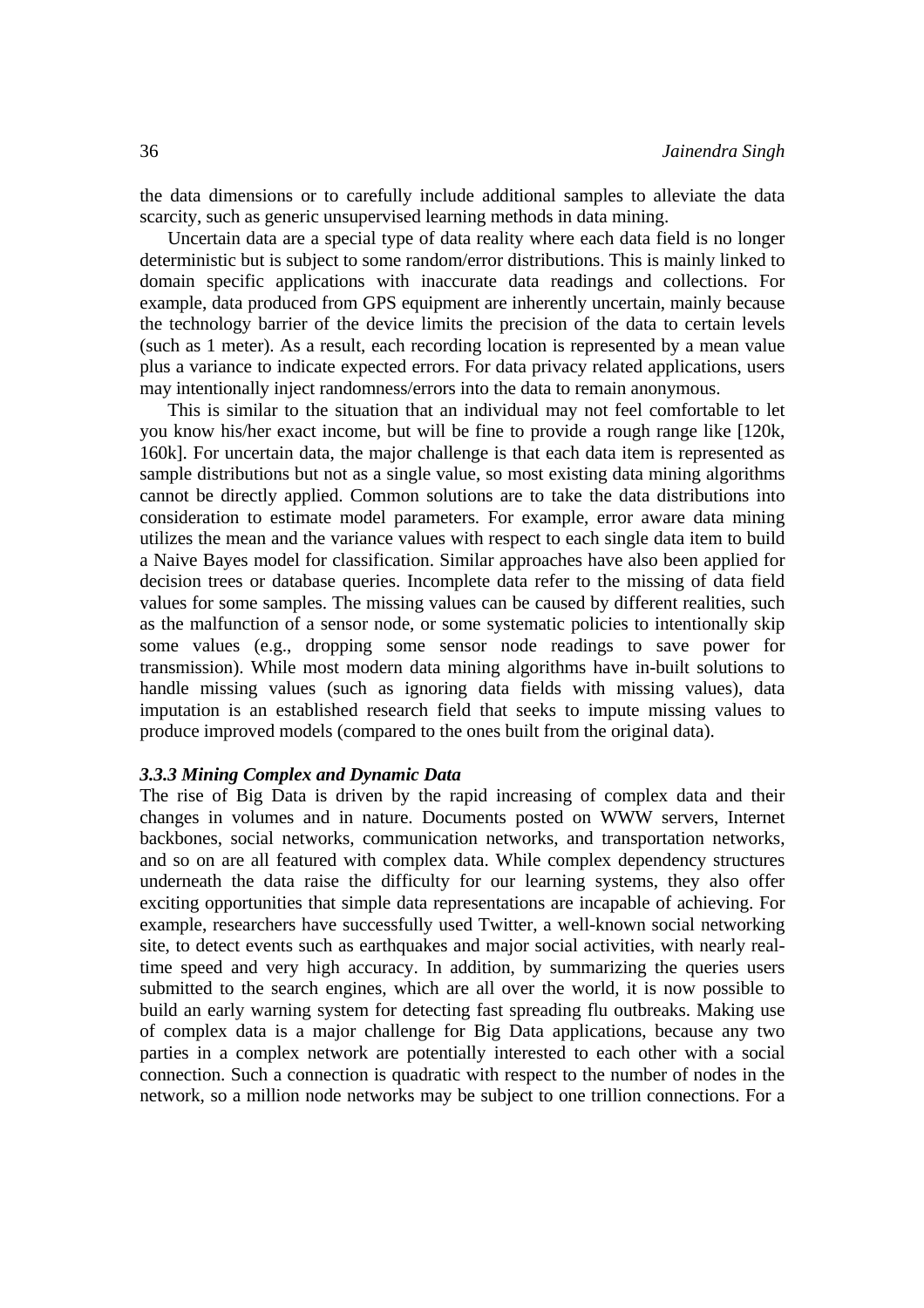the data dimensions or to carefully include additional samples to alleviate the data scarcity, such as generic unsupervised learning methods in data mining.

Uncertain data are a special type of data reality where each data field is no longer deterministic but is subject to some random/error distributions. This is mainly linked to domain specific applications with inaccurate data readings and collections. For example, data produced from GPS equipment are inherently uncertain, mainly because the technology barrier of the device limits the precision of the data to certain levels (such as 1 meter). As a result, each recording location is represented by a mean value plus a variance to indicate expected errors. For data privacy related applications, users may intentionally inject randomness/errors into the data to remain anonymous.

This is similar to the situation that an individual may not feel comfortable to let you know his/her exact income, but will be fine to provide a rough range like [120k, 160k]. For uncertain data, the major challenge is that each data item is represented as sample distributions but not as a single value, so most existing data mining algorithms cannot be directly applied. Common solutions are to take the data distributions into consideration to estimate model parameters. For example, error aware data mining utilizes the mean and the variance values with respect to each single data item to build a Naive Bayes model for classification. Similar approaches have also been applied for decision trees or database queries. Incomplete data refer to the missing of data field values for some samples. The missing values can be caused by different realities, such as the malfunction of a sensor node, or some systematic policies to intentionally skip some values (e.g., dropping some sensor node readings to save power for transmission). While most modern data mining algorithms have in-built solutions to handle missing values (such as ignoring data fields with missing values), data imputation is an established research field that seeks to impute missing values to produce improved models (compared to the ones built from the original data).

#### *3.3.3 Mining Complex and Dynamic Data*

The rise of Big Data is driven by the rapid increasing of complex data and their changes in volumes and in nature. Documents posted on WWW servers, Internet backbones, social networks, communication networks, and transportation networks, and so on are all featured with complex data. While complex dependency structures underneath the data raise the difficulty for our learning systems, they also offer exciting opportunities that simple data representations are incapable of achieving. For example, researchers have successfully used Twitter, a well-known social networking site, to detect events such as earthquakes and major social activities, with nearly real-time speed and very high accuracy. In addition, by summarizing the queries users submitted to the search engines, which are all over the world, it is now possible to build an early warning system for detecting fast spreading flu outbreaks. Making use of complex data is a major challenge for Big Data applications, because any two parties in a complex network are potentially interested to each other with a social connection. Such a connection is quadratic with respect to the number of nodes in the network, so a million node networks may be subject to one trillion connections. For a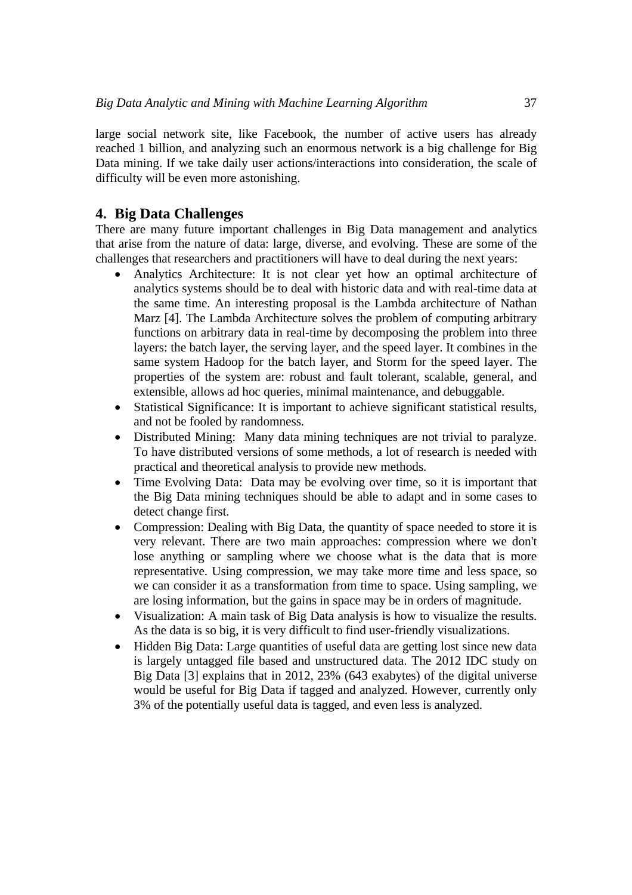large social network site, like Facebook, the number of active users has already reached 1 billion, and analyzing such an enormous network is a big challenge for Big Data mining. If we take daily user actions/interactions into consideration, the scale of difficulty will be even more astonishing.

## 4. Big Data Challenges

There are many future important challenges in Big Data management and analytics that arise from the nature of data: large, diverse, and evolving. These are some of the challenges that researchers and practitioners will have to deal during the next years:

- Analytics Architecture: It is not clear yet how an optimal architecture of analytics systems should be to deal with historic data and with real-time data at the same time. An interesting proposal is the Lambda architecture of Nathan Marz [4]. The Lambda Architecture solves the problem of computing arbitrary functions on arbitrary data in real-time by decomposing the problem into three layers: the batch layer, the serving layer, and the speed layer. It combines in the same system Hadoop for the batch layer, and Storm for the speed layer. The properties of the system are: robust and fault tolerant, scalable, general, and extensible, allows ad hoc queries, minimal maintenance, and debuggable.
- Statistical Significance: It is important to achieve significant statistical results, and not be fooled by randomness.
- Distributed Mining: Many data mining techniques are not trivial to paralyze. To have distributed versions of some methods, a lot of research is needed with practical and theoretical analysis to provide new methods.
- Time Evolving Data: Data may be evolving over time, so it is important that the Big Data mining techniques should be able to adapt and in some cases to detect change first.
- Compression: Dealing with Big Data, the quantity of space needed to store it is very relevant. There are two main approaches: compression where we don't lose anything or sampling where we choose what is the data that is more representative. Using compression, we may take more time and less space, so we can consider it as a transformation from time to space. Using sampling, we are losing information, but the gains in space may be in orders of magnitude.
- Visualization: A main task of Big Data analysis is how to visualize the results. As the data is so big, it is very difficult to find user-friendly visualizations.
- Hidden Big Data: Large quantities of useful data are getting lost since new data is largely untagged file based and unstructured data. The 2012 IDC study on Big Data [3] explains that in 2012, 23% (643 exabytes) of the digital universe would be useful for Big Data if tagged and analyzed. However, currently only 3% of the potentially useful data is tagged, and even less is analyzed.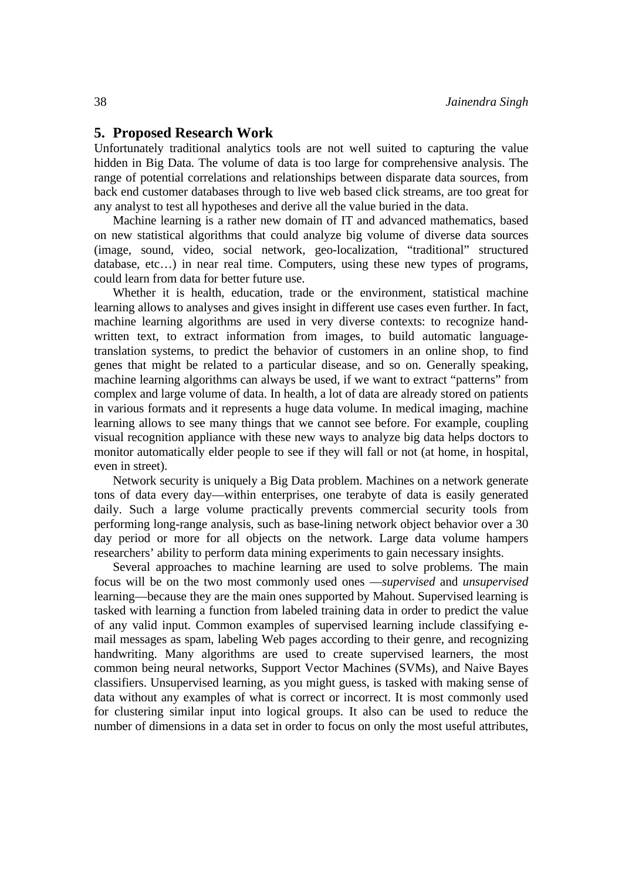## 5. Proposed Research Work

Unfortunately traditional analytics tools are not well suited to capturing the value hidden in Big Data. The volume of data is too large for comprehensive analysis. The range of potential correlations and relationships between disparate data sources, from back end customer databases through to live web based click streams, are too great for any analyst to test all hypotheses and derive all the value buried in the data.

Machine learning is a rather new domain of IT and advanced mathematics, based on new statistical algorithms that could analyze big volume of diverse data sources (image, sound, video, social network, geo-localization, "traditional" structured database, etc…) in near real time. Computers, using these new types of programs, could learn from data for better future use.

Whether it is health, education, trade or the environment, statistical machine learning allows to analyses and gives insight in different use cases even further. In fact, machine learning algorithms are used in very diverse contexts: to recognize hand-written text, to extract information from images, to build automatic language-translation systems, to predict the behavior of customers in an online shop, to find genes that might be related to a particular disease, and so on. Generally speaking, machine learning algorithms can always be used, if we want to extract "patterns" from complex and large volume of data. In health, a lot of data are already stored on patients in various formats and it represents a huge data volume. In medical imaging, machine learning allows to see many things that we cannot see before. For example, coupling visual recognition appliance with these new ways to analyze big data helps doctors to monitor automatically elder people to see if they will fall or not (at home, in hospital, even in street).

Network security is uniquely a Big Data problem. Machines on a network generate tons of data every day—within enterprises, one terabyte of data is easily generated daily. Such a large volume practically prevents commercial security tools from performing long-range analysis, such as base-lining network object behavior over a 30 day period or more for all objects on the network. Large data volume hampers researchers' ability to perform data mining experiments to gain necessary insights.

Several approaches to machine learning are used to solve problems. The main focus will be on the two most commonly used ones —*supervised* and *unsupervised* learning—because they are the main ones supported by Mahout. Supervised learning is tasked with learning a function from labeled training data in order to predict the value of any valid input. Common examples of supervised learning include classifying e-mail messages as spam, labeling Web pages according to their genre, and recognizing handwriting. Many algorithms are used to create supervised learners, the most common being neural networks, Support Vector Machines (SVMs), and Naive Bayes classifiers. Unsupervised learning, as you might guess, is tasked with making sense of data without any examples of what is correct or incorrect. It is most commonly used for clustering similar input into logical groups. It also can be used to reduce the number of dimensions in a data set in order to focus on only the most useful attributes,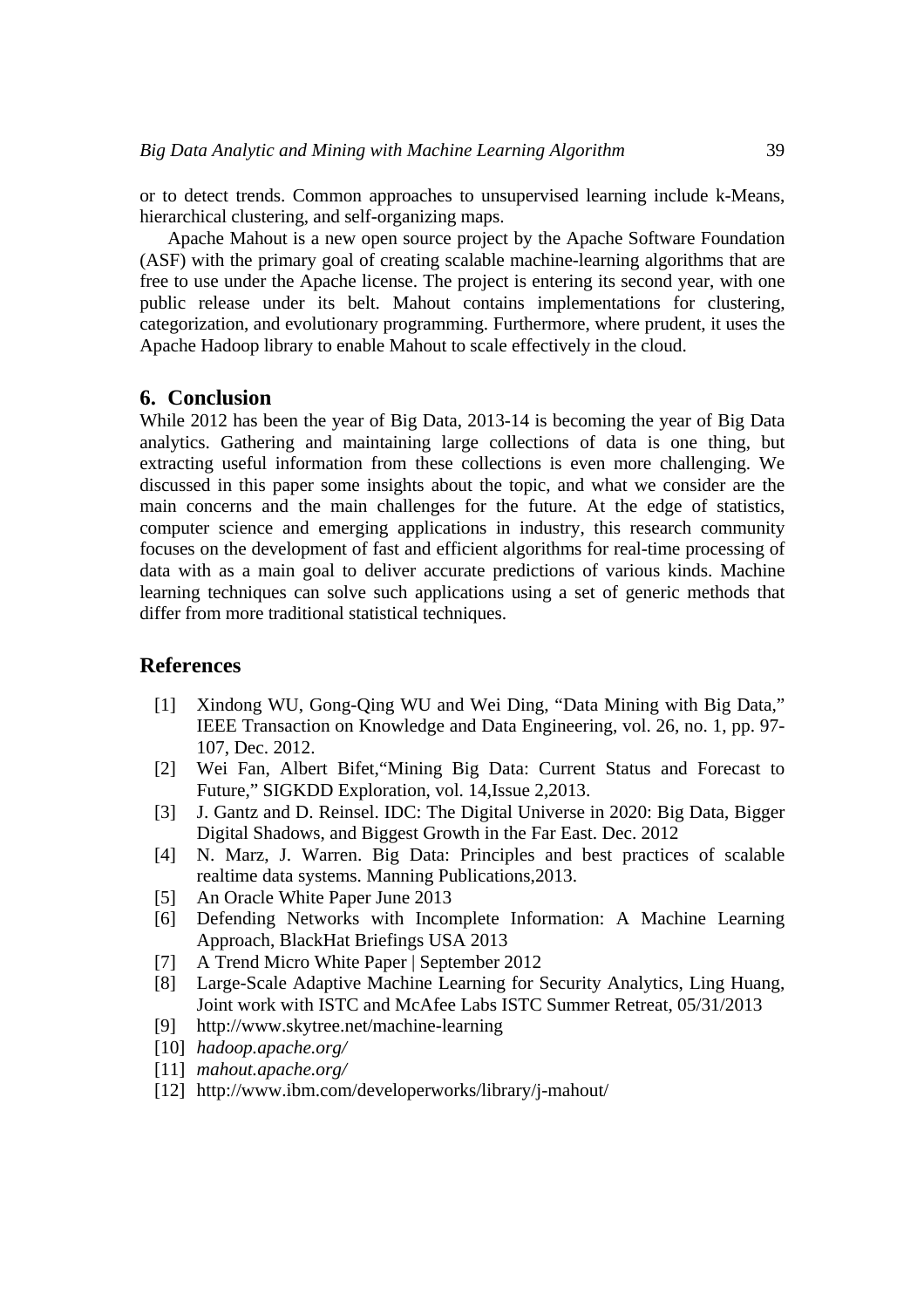or to detect trends. Common approaches to unsupervised learning include k-Means, hierarchical clustering, and self-organizing maps.

Apache Mahout is a new open source project by the Apache Software Foundation (ASF) with the primary goal of creating scalable machine-learning algorithms that are free to use under the Apache license. The project is entering its second year, with one public release under its belt. Mahout contains implementations for clustering, categorization, and evolutionary programming. Furthermore, where prudent, it uses the Apache Hadoop library to enable Mahout to scale effectively in the cloud.

## 6. Conclusion

While 2012 has been the year of Big Data, 2013-14 is becoming the year of Big Data analytics. Gathering and maintaining large collections of data is one thing, but extracting useful information from these collections is even more challenging. We discussed in this paper some insights about the topic, and what we consider are the main concerns and the main challenges for the future. At the edge of statistics, computer science and emerging applications in industry, this research community focuses on the development of fast and efficient algorithms for real-time processing of data with as a main goal to deliver accurate predictions of various kinds. Machine learning techniques can solve such applications using a set of generic methods that differ from more traditional statistical techniques.

## References

[1] Xindong WU, Gong-Qing WU and Wei Ding, "Data Mining with Big Data," IEEE Transaction on Knowledge and Data Engineering, vol. 26, no. 1, pp. 97-107, Dec. 2012.

[2] Wei Fan, Albert Bifet,"Mining Big Data: Current Status and Forecast to Future," SIGKDD Exploration, vol. 14,Issue 2,2013.

[3] J. Gantz and D. Reinsel. IDC: The Digital Universe in 2020: Big Data, Bigger Digital Shadows, and Biggest Growth in the Far East. Dec. 2012

[4] N. Marz, J. Warren. Big Data: Principles and best practices of scalable realtime data systems. Manning Publications,2013.

[5] An Oracle White Paper June 2013

[6] Defending Networks with Incomplete Information: A Machine Learning Approach, BlackHat Briefings USA 2013

[7] A Trend Micro White Paper | September 2012

[8] Large-Scale Adaptive Machine Learning for Security Analytics, Ling Huang, Joint work with ISTC and McAfee Labs ISTC Summer Retreat, 05/31/2013

[9] http://www.skytree.net/machine-learning

[10] *hadoop.apache.org/*

[11] *mahout.apache.org/*

[12] http://www.ibm.com/developerworks/library/j-mahout/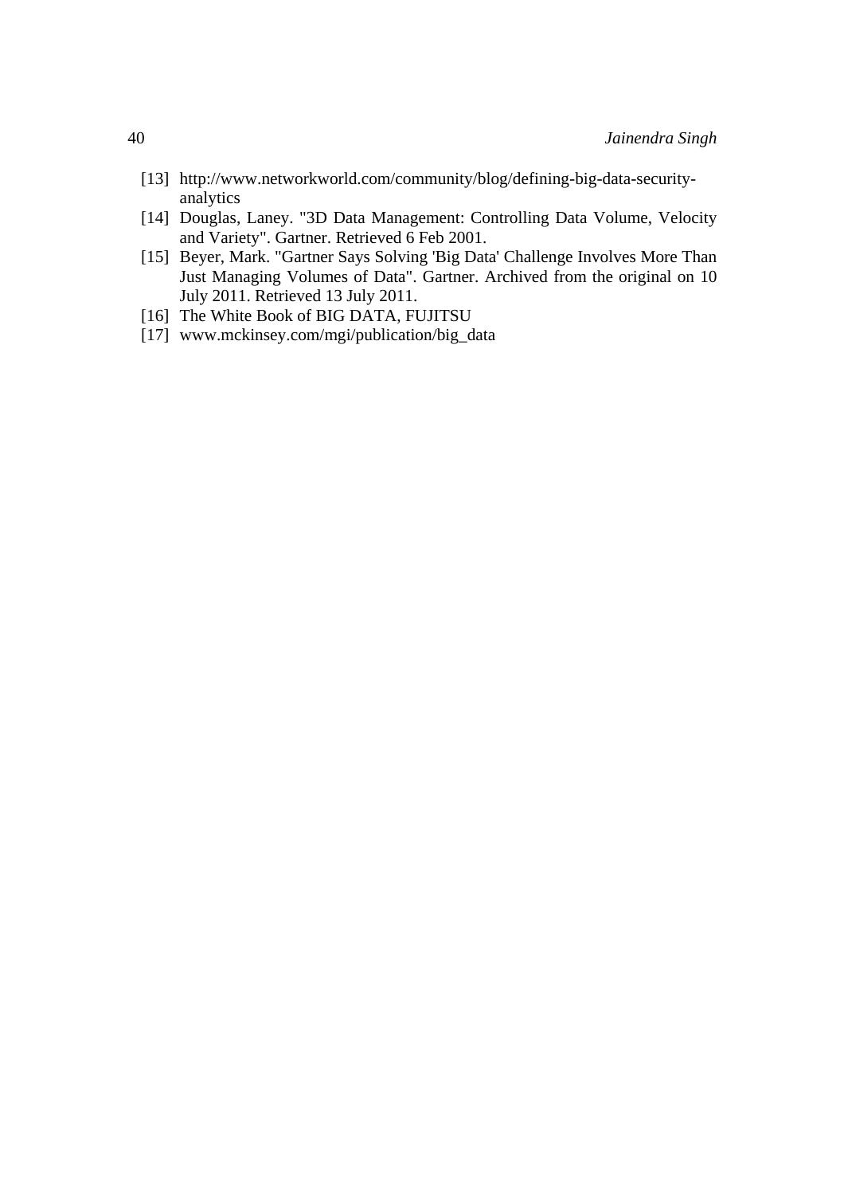[13] http://www.networkworld.com/community/blog/defining-big-data-security-analytics

[14] Douglas, Laney. "3D Data Management: Controlling Data Volume, Velocity and Variety". Gartner. Retrieved 6 Feb 2001.

[15] Beyer, Mark. "Gartner Says Solving 'Big Data' Challenge Involves More Than Just Managing Volumes of Data". Gartner. Archived from the original on 10 July 2011. Retrieved 13 July 2011.

[16] The White Book of BIG DATA, FUJITSU

[17] www.mckinsey.com/mgi/publication/big_data